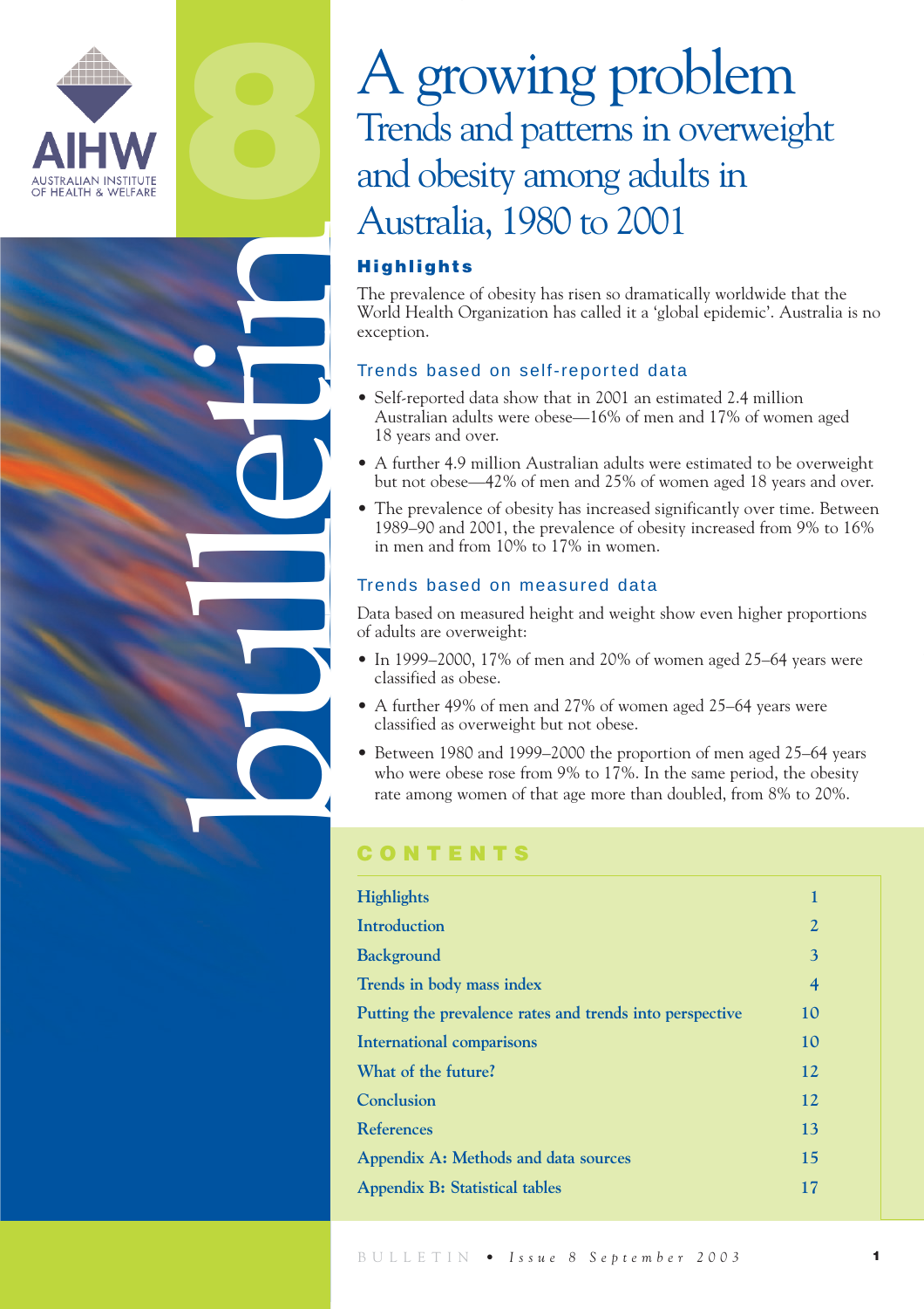# A growing problem

## Trends and patterns in overweight and obesity among adults in Australia, 1980 to 2001

### Highlights

The prevalence of obesity has risen so dramatically worldwide that the World Health Organization has called it a 'global epidemic'. Australia is no exception.

#### Trends based on self-reported data

- Self-reported data show that in 2001 an estimated 2.4 million Australian adults were obese—16% of men and 17% of women aged 18 years and over.
- A further 4.9 million Australian adults were estimated to be overweight but not obese—42% of men and 25% of women aged 18 years and over.
- The prevalence of obesity has increased significantly over time. Between 1989–90 and 2001, the prevalence of obesity increased from 9% to 16% in men and from 10% to 17% in women.

#### Trends based on measured data

Data based on measured height and weight show even higher proportions of adults are overweight:

- In 1999–2000, 17% of men and 20% of women aged 25–64 years were classified as obese.
- A further 49% of men and 27% of women aged 25–64 years were classified as overweight but not obese.
- Between 1980 and 1999–2000 the proportion of men aged 25–64 years who were obese rose from 9% to 17%. In the same period, the obesity rate among women of that age more than doubled, from 8% to 20%.

### CONTENTS

| | |
|---|---|
| Highlights | 1 |
| Introduction | 2 |
| Background | 3 |
| Trends in body mass index | 4 |
| Putting the prevalence rates and trends into perspective | 10 |
| International comparisons | 10 |
| What of the future? | 12 |
| Conclusion | 12 |
| References | 13 |
| Appendix A: Methods and data sources | 15 |
| Appendix B: Statistical tables | 17 |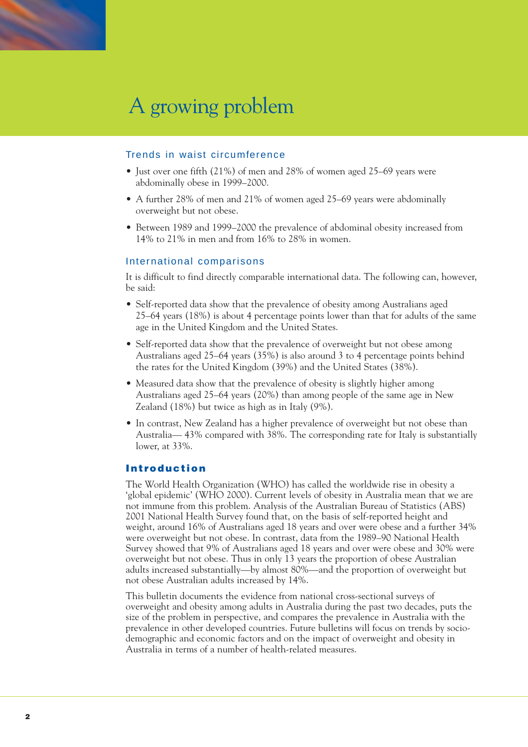# A growing problem

## Trends in waist circumference

- Just over one fifth (21%) of men and 28% of women aged 25–69 years were abdominally obese in 1999–2000.
- A further 28% of men and 21% of women aged 25–69 years were abdominally overweight but not obese.
- Between 1989 and 1999–2000 the prevalence of abdominal obesity increased from 14% to 21% in men and from 16% to 28% in women.

## International comparisons

It is difficult to find directly comparable international data. The following can, however, be said:

- Self-reported data show that the prevalence of obesity among Australians aged 25–64 years (18%) is about 4 percentage points lower than that for adults of the same age in the United Kingdom and the United States.
- Self-reported data show that the prevalence of overweight but not obese among Australians aged 25–64 years (35%) is also around 3 to 4 percentage points behind the rates for the United Kingdom (39%) and the United States (38%).
- Measured data show that the prevalence of obesity is slightly higher among Australians aged 25–64 years (20%) than among people of the same age in New Zealand (18%) but twice as high as in Italy (9%).
- In contrast, New Zealand has a higher prevalence of overweight but not obese than Australia— 43% compared with 38%. The corresponding rate for Italy is substantially lower, at 33%.

## Introduction

The World Health Organization (WHO) has called the worldwide rise in obesity a 'global epidemic' (WHO 2000). Current levels of obesity in Australia mean that we are not immune from this problem. Analysis of the Australian Bureau of Statistics (ABS) 2001 National Health Survey found that, on the basis of self-reported height and weight, around 16% of Australians aged 18 years and over were obese and a further 34% were overweight but not obese. In contrast, data from the 1989–90 National Health Survey showed that 9% of Australians aged 18 years and over were obese and 30% were overweight but not obese. Thus in only 13 years the proportion of obese Australian adults increased substantially—by almost 80%—and the proportion of overweight but not obese Australian adults increased by 14%.

This bulletin documents the evidence from national cross-sectional surveys of overweight and obesity among adults in Australia during the past two decades, puts the size of the problem in perspective, and compares the prevalence in Australia with the prevalence in other developed countries. Future bulletins will focus on trends by socio-demographic and economic factors and on the impact of overweight and obesity in Australia in terms of a number of health-related measures.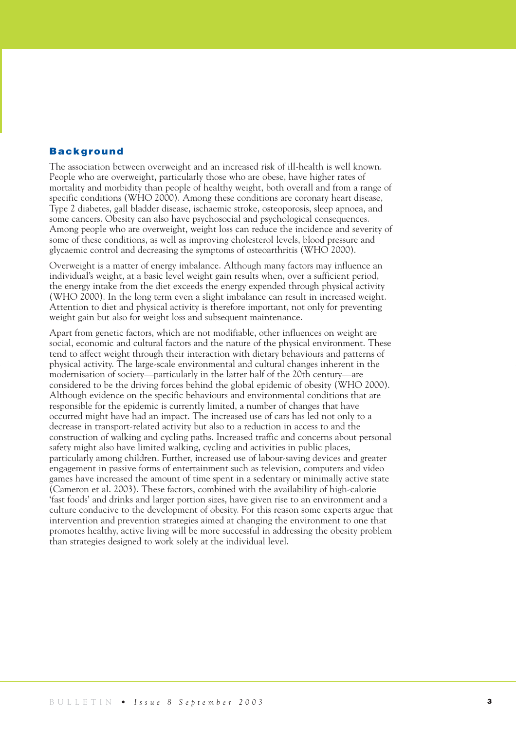## Background

The association between overweight and an increased risk of ill-health is well known. People who are overweight, particularly those who are obese, have higher rates of mortality and morbidity than people of healthy weight, both overall and from a range of specific conditions (WHO 2000). Among these conditions are coronary heart disease, Type 2 diabetes, gall bladder disease, ischaemic stroke, osteoporosis, sleep apnoea, and some cancers. Obesity can also have psychosocial and psychological consequences. Among people who are overweight, weight loss can reduce the incidence and severity of some of these conditions, as well as improving cholesterol levels, blood pressure and glycaemic control and decreasing the symptoms of osteoarthritis (WHO 2000).

Overweight is a matter of energy imbalance. Although many factors may influence an individual's weight, at a basic level weight gain results when, over a sufficient period, the energy intake from the diet exceeds the energy expended through physical activity (WHO 2000). In the long term even a slight imbalance can result in increased weight. Attention to diet and physical activity is therefore important, not only for preventing weight gain but also for weight loss and subsequent maintenance.

Apart from genetic factors, which are not modifiable, other influences on weight are social, economic and cultural factors and the nature of the physical environment. These tend to affect weight through their interaction with dietary behaviours and patterns of physical activity. The large-scale environmental and cultural changes inherent in the modernisation of society—particularly in the latter half of the 20th century—are considered to be the driving forces behind the global epidemic of obesity (WHO 2000). Although evidence on the specific behaviours and environmental conditions that are responsible for the epidemic is currently limited, a number of changes that have occurred might have had an impact. The increased use of cars has led not only to a decrease in transport-related activity but also to a reduction in access to and the construction of walking and cycling paths. Increased traffic and concerns about personal safety might also have limited walking, cycling and activities in public places, particularly among children. Further, increased use of labour-saving devices and greater engagement in passive forms of entertainment such as television, computers and video games have increased the amount of time spent in a sedentary or minimally active state (Cameron et al. 2003). These factors, combined with the availability of high-calorie 'fast foods' and drinks and larger portion sizes, have given rise to an environment and a culture conducive to the development of obesity. For this reason some experts argue that intervention and prevention strategies aimed at changing the environment to one that promotes healthy, active living will be more successful in addressing the obesity problem than strategies designed to work solely at the individual level.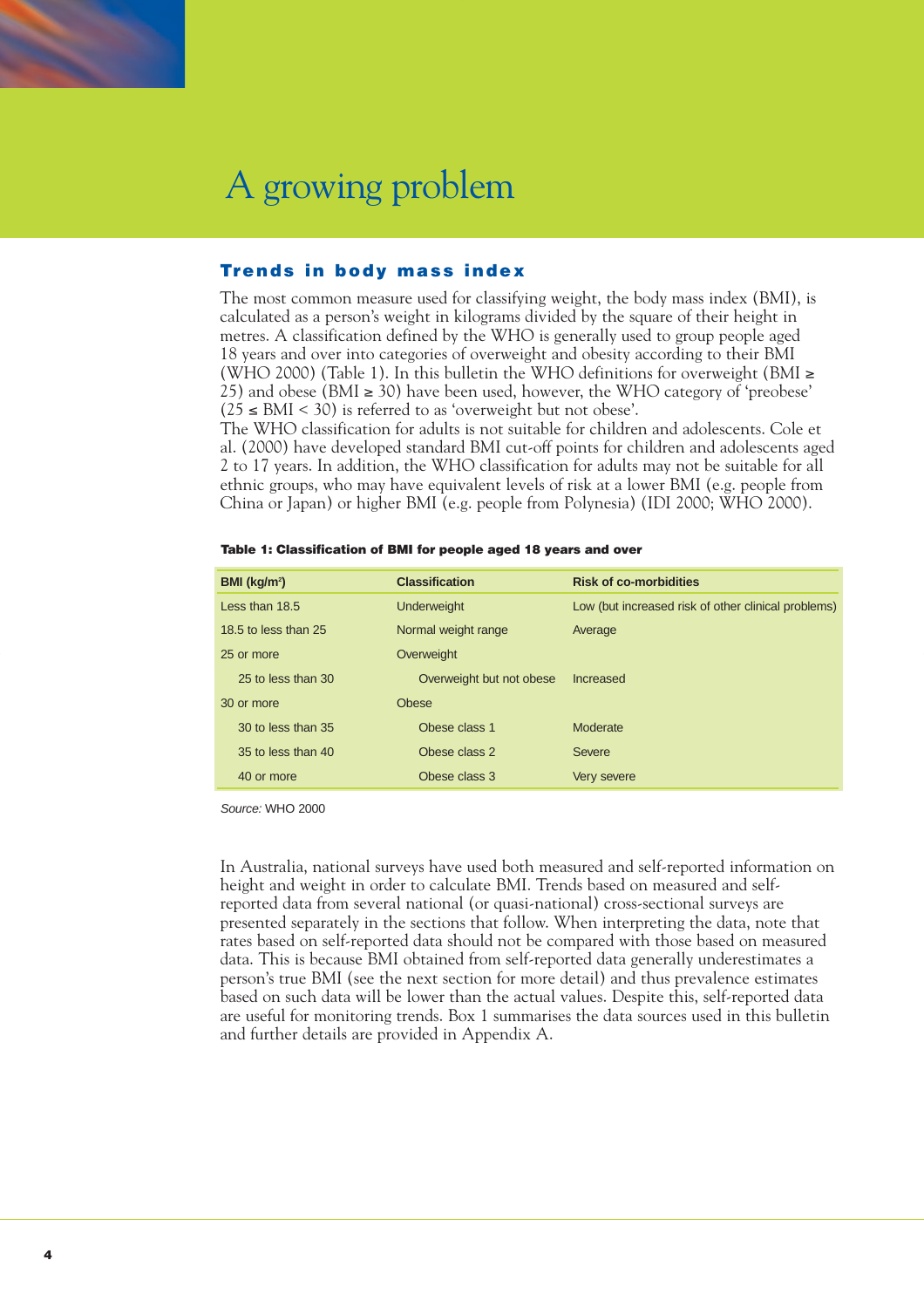# A growing problem

## Trends in body mass index

The most common measure used for classifying weight, the body mass index (BMI), is calculated as a person's weight in kilograms divided by the square of their height in metres. A classification defined by the WHO is generally used to group people aged 18 years and over into categories of overweight and obesity according to their BMI (WHO 2000) (Table 1). In this bulletin the WHO definitions for overweight (BMI ≥ 25) and obese (BMI ≥ 30) have been used, however, the WHO category of 'preobese' (25 ≤ BMI < 30) is referred to as 'overweight but not obese'.

The WHO classification for adults is not suitable for children and adolescents. Cole et al. (2000) have developed standard BMI cut-off points for children and adolescents aged 2 to 17 years. In addition, the WHO classification for adults may not be suitable for all ethnic groups, who may have equivalent levels of risk at a lower BMI (e.g. people from China or Japan) or higher BMI (e.g. people from Polynesia) (IDI 2000; WHO 2000).

**Table 1: Classification of BMI for people aged 18 years and over**

| BMI (kg/m$^2$) | Classification | Risk of co-morbidities |
|---|---|---|
| Less than 18.5 | Underweight | Low (but increased risk of other clinical problems) |
| 18.5 to less than 25 | Normal weight range | Average |
| 25 or more | Overweight | |
| 25 to less than 30 | Overweight but not obese | Increased |
| 30 or more | Obese | |
| 30 to less than 35 | Obese class 1 | Moderate |
| 35 to less than 40 | Obese class 2 | Severe |
| 40 or more | Obese class 3 | Very severe |

*Source:* WHO 2000

In Australia, national surveys have used both measured and self-reported information on height and weight in order to calculate BMI. Trends based on measured and self-reported data from several national (or quasi-national) cross-sectional surveys are presented separately in the sections that follow. When interpreting the data, note that rates based on self-reported data should not be compared with those based on measured data. This is because BMI obtained from self-reported data generally underestimates a person's true BMI (see the next section for more detail) and thus prevalence estimates based on such data will be lower than the actual values. Despite this, self-reported data are useful for monitoring trends. Box 1 summarises the data sources used in this bulletin and further details are provided in Appendix A.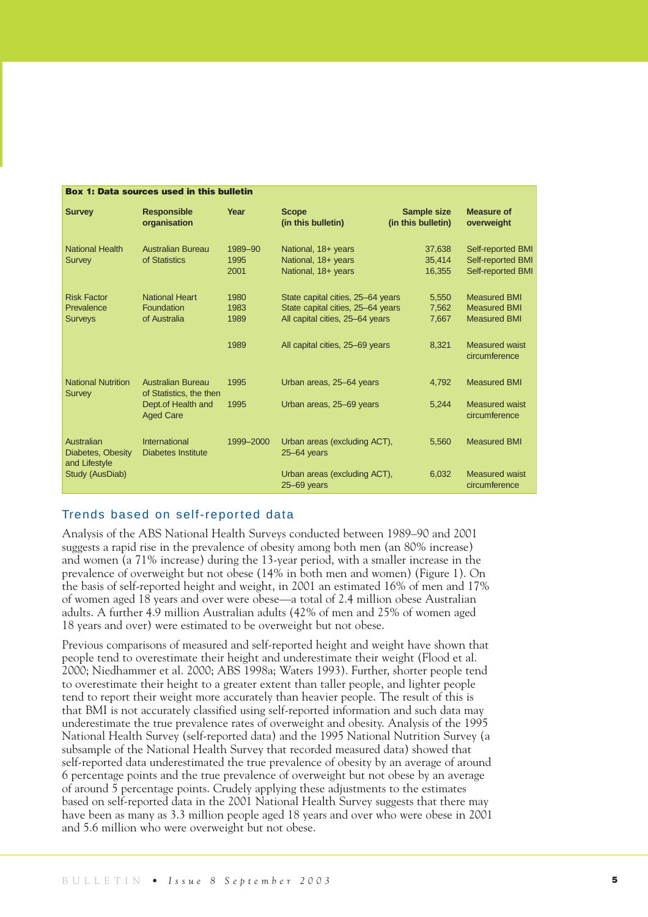**Box 1: Data sources used in this bulletin**

| Survey | Responsible organisation | Year | Scope (in this bulletin) | Sample size (in this bulletin) | Measure of overweight |
|---|---|---|---|---|---|
| National Health Survey | Australian Bureau of Statistics | 1989–90 | National, 18+ years | 37,638 | Self-reported BMI |
| | | 1995 | National, 18+ years | 35,414 | Self-reported BMI |
| | | 2001 | National, 18+ years | 16,355 | Self-reported BMI |
| Risk Factor Prevalence Surveys | National Heart Foundation of Australia | 1980 | State capital cities, 25–64 years | 5,550 | Measured BMI |
| | | 1983 | State capital cities, 25–64 years | 7,562 | Measured BMI |
| | | 1989 | All capital cities, 25–64 years | 7,667 | Measured BMI |
| | | 1989 | All capital cities, 25–69 years | 8,321 | Measured waist circumference |
| National Nutrition Survey | Australian Bureau of Statistics, the then Dept.of Health and Aged Care | 1995 | Urban areas, 25–64 years | 4,792 | Measured BMI |
| | | 1995 | Urban areas, 25–69 years | 5,244 | Measured waist circumference |
| Australian Diabetes, Obesity and Lifestyle Study (AusDiab) | International Diabetes Institute | 1999–2000 | Urban areas (excluding ACT), 25–64 years | 5,560 | Measured BMI |
| | | | Urban areas (excluding ACT), 25–69 years | 6,032 | Measured waist circumference |

## Trends based on self-reported data

Analysis of the ABS National Health Surveys conducted between 1989–90 and 2001 suggests a rapid rise in the prevalence of obesity among both men (an 80% increase) and women (a 71% increase) during the 13-year period, with a smaller increase in the prevalence of overweight but not obese (14% in both men and women) (Figure 1). On the basis of self-reported height and weight, in 2001 an estimated 16% of men and 17% of women aged 18 years and over were obese—a total of 2.4 million obese Australian adults. A further 4.9 million Australian adults (42% of men and 25% of women aged 18 years and over) were estimated to be overweight but not obese.

Previous comparisons of measured and self-reported height and weight have shown that people tend to overestimate their height and underestimate their weight (Flood et al. 2000; Niedhammer et al. 2000; ABS 1998a; Waters 1993). Further, shorter people tend to overestimate their height to a greater extent than taller people, and lighter people tend to report their weight more accurately than heavier people. The result of this is that BMI is not accurately classified using self-reported information and such data may underestimate the true prevalence rates of overweight and obesity. Analysis of the 1995 National Health Survey (self-reported data) and the 1995 National Nutrition Survey (a subsample of the National Health Survey that recorded measured data) showed that self-reported data underestimated the true prevalence of obesity by an average of around 6 percentage points and the true prevalence of overweight but not obese by an average of around 5 percentage points. Crudely applying these adjustments to the estimates based on self-reported data in the 2001 National Health Survey suggests that there may have been as many as 3.3 million people aged 18 years and over who were obese in 2001 and 5.6 million who were overweight but not obese.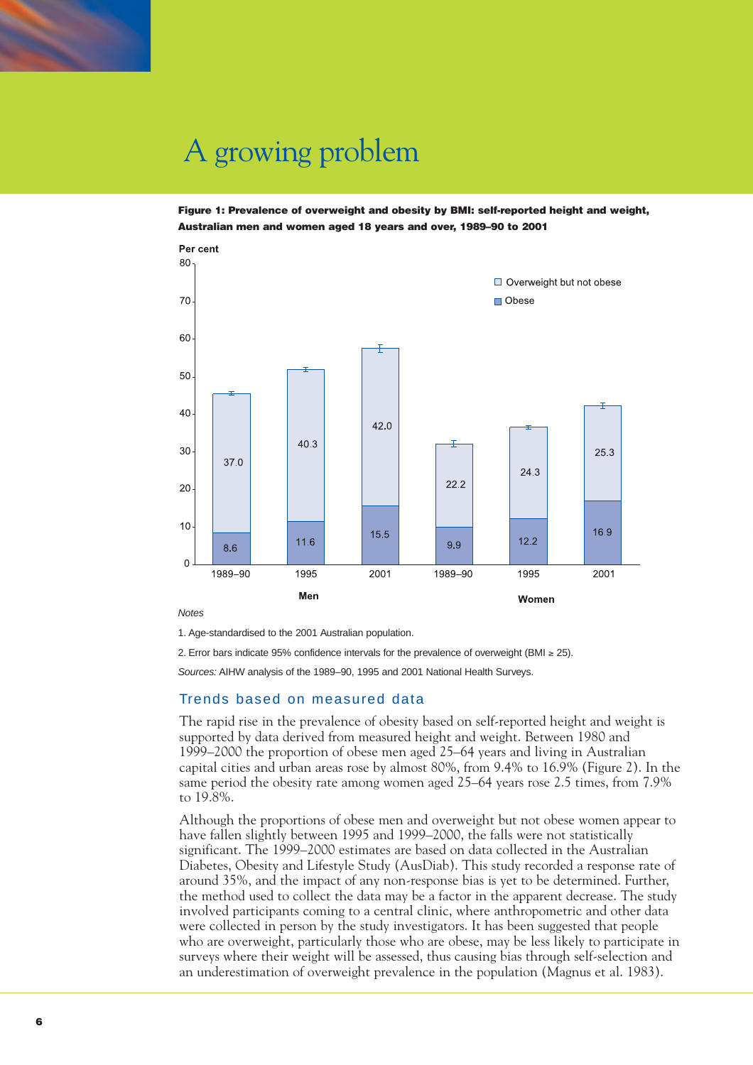# A growing problem

**Figure 1: Prevalence of overweight and obesity by BMI: self-reported height and weight, Australian men and women aged 18 years and over, 1989–90 to 2001**

| | Year | Obese (%) | Overweight but not obese (%) |
|---|---|---|---|
| Men | 1989–90 | 8.6 | 37.0 |
| | 1995 | 11.6 | 40.3 |
| | 2001 | 15.5 | 42.0 |
| Women | 1989–90 | 9.9 | 22.2 |
| | 1995 | 12.2 | 24.3 |
| | 2001 | 16.9 | 25.3 |

*Notes*

1. Age-standardised to the 2001 Australian population.

2. Error bars indicate 95% confidence intervals for the prevalence of overweight (BMI ≥ 25).

*Sources:* AIHW analysis of the 1989–90, 1995 and 2001 National Health Surveys.

## Trends based on measured data

The rapid rise in the prevalence of obesity based on self-reported height and weight is supported by data derived from measured height and weight. Between 1980 and 1999–2000 the proportion of obese men aged 25–64 years and living in Australian capital cities and urban areas rose by almost 80%, from 9.4% to 16.9% (Figure 2). In the same period the obesity rate among women aged 25–64 years rose 2.5 times, from 7.9% to 19.8%.

Although the proportions of obese men and overweight but not obese women appear to have fallen slightly between 1995 and 1999–2000, the falls were not statistically significant. The 1999–2000 estimates are based on data collected in the Australian Diabetes, Obesity and Lifestyle Study (AusDiab). This study recorded a response rate of around 35%, and the impact of any non-response bias is yet to be determined. Further, the method used to collect the data may be a factor in the apparent decrease. The study involved participants coming to a central clinic, where anthropometric and other data were collected in person by the study investigators. It has been suggested that people who are overweight, particularly those who are obese, may be less likely to participate in surveys where their weight will be assessed, thus causing bias through self-selection and an underestimation of overweight prevalence in the population (Magnus et al. 1983).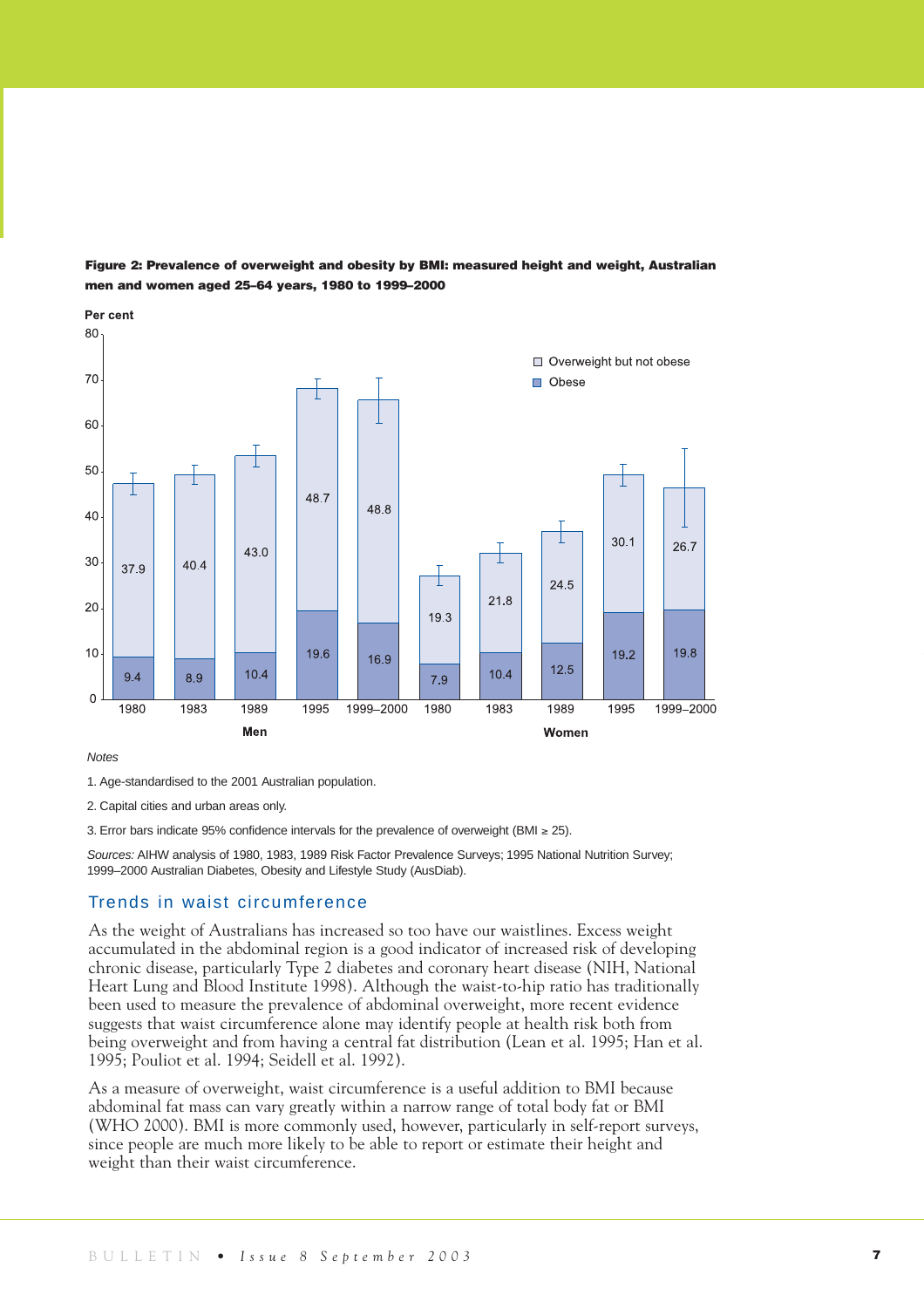**Figure 2: Prevalence of overweight and obesity by BMI: measured height and weight, Australian men and women aged 25–64 years, 1980 to 1999–2000**

| | Year | Obese (per cent) | Overweight but not obese (per cent) |
|---|---|---|---|
| Men | 1980 | 9.4 | 37.9 |
| | 1983 | 8.9 | 40.4 |
| | 1989 | 10.4 | 43.0 |
| | 1995 | 19.6 | 48.7 |
| | 1999–2000 | 16.9 | 48.8 |
| Women | 1980 | 7.9 | 19.3 |
| | 1983 | 10.4 | 21.8 |
| | 1989 | 12.5 | 24.5 |
| | 1995 | 19.2 | 30.1 |
| | 1999–2000 | 19.8 | 26.7 |

*Notes*

1. Age-standardised to the 2001 Australian population.
2. Capital cities and urban areas only.
3. Error bars indicate 95% confidence intervals for the prevalence of overweight (BMI ≥ 25).

*Sources:* AIHW analysis of 1980, 1983, 1989 Risk Factor Prevalence Surveys; 1995 National Nutrition Survey; 1999–2000 Australian Diabetes, Obesity and Lifestyle Study (AusDiab).

## Trends in waist circumference

As the weight of Australians has increased so too have our waistlines. Excess weight accumulated in the abdominal region is a good indicator of increased risk of developing chronic disease, particularly Type 2 diabetes and coronary heart disease (NIH, National Heart Lung and Blood Institute 1998). Although the waist-to-hip ratio has traditionally been used to measure the prevalence of abdominal overweight, more recent evidence suggests that waist circumference alone may identify people at health risk both from being overweight and from having a central fat distribution (Lean et al. 1995; Han et al. 1995; Pouliot et al. 1994; Seidell et al. 1992).

As a measure of overweight, waist circumference is a useful addition to BMI because abdominal fat mass can vary greatly within a narrow range of total body fat or BMI (WHO 2000). BMI is more commonly used, however, particularly in self-report surveys, since people are much more likely to be able to report or estimate their height and weight than their waist circumference.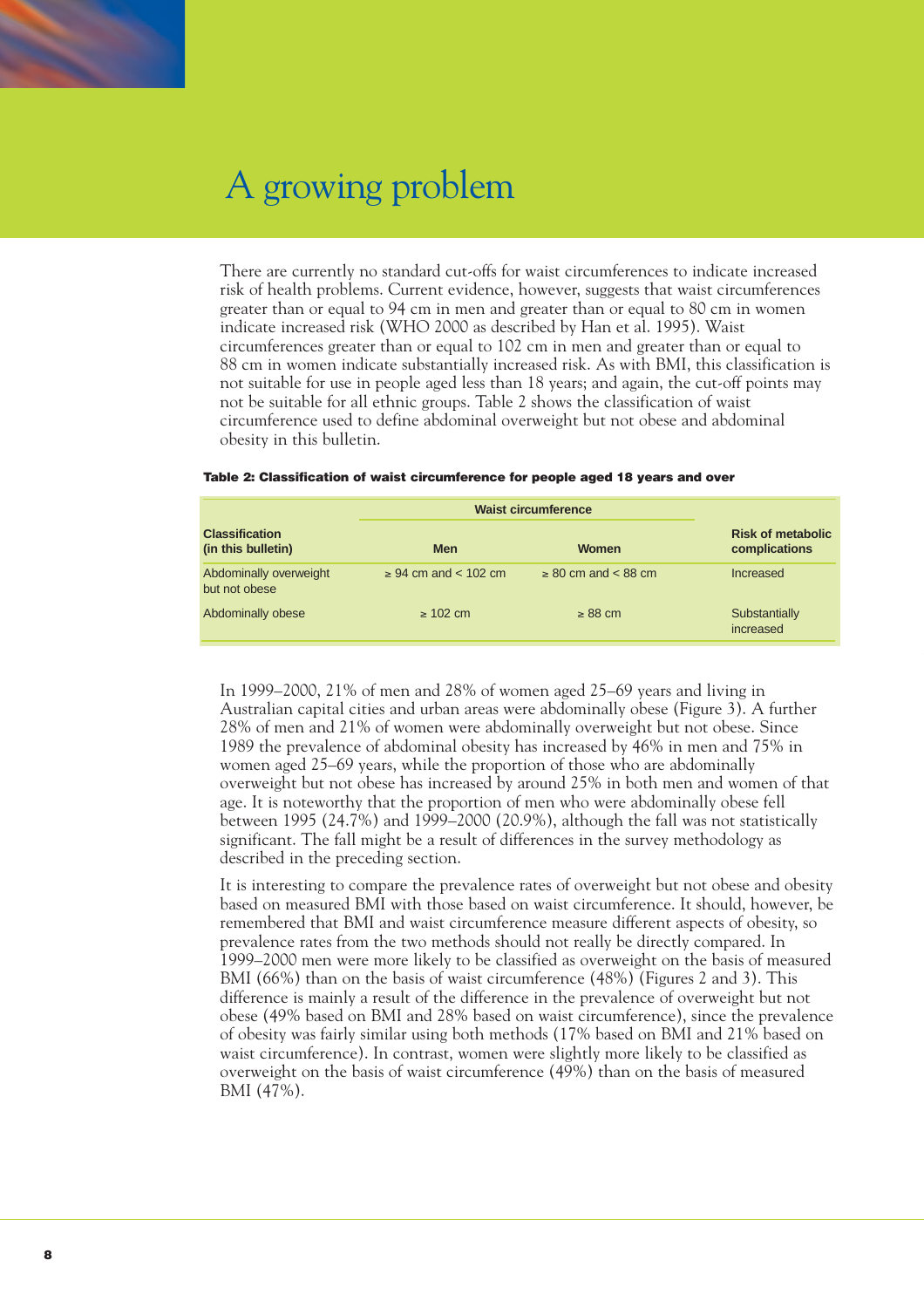# A growing problem

There are currently no standard cut-offs for waist circumferences to indicate increased risk of health problems. Current evidence, however, suggests that waist circumferences greater than or equal to 94 cm in men and greater than or equal to 80 cm in women indicate increased risk (WHO 2000 as described by Han et al. 1995). Waist circumferences greater than or equal to 102 cm in men and greater than or equal to 88 cm in women indicate substantially increased risk. As with BMI, this classification is not suitable for use in people aged less than 18 years; and again, the cut-off points may not be suitable for all ethnic groups. Table 2 shows the classification of waist circumference used to define abdominal overweight but not obese and abdominal obesity in this bulletin.

**Table 2: Classification of waist circumference for people aged 18 years and over**

| Classification (in this bulletin) | Waist circumference | | Risk of metabolic complications |
|---|---|---|---|
| | Men | Women | |
| Abdominally overweight but not obese | ≥ 94 cm and < 102 cm | ≥ 80 cm and < 88 cm | Increased |
| Abdominally obese | ≥ 102 cm | ≥ 88 cm | Substantially increased |

In 1999–2000, 21% of men and 28% of women aged 25–69 years and living in Australian capital cities and urban areas were abdominally obese (Figure 3). A further 28% of men and 21% of women were abdominally overweight but not obese. Since 1989 the prevalence of abdominal obesity has increased by 46% in men and 75% in women aged 25–69 years, while the proportion of those who are abdominally overweight but not obese has increased by around 25% in both men and women of that age. It is noteworthy that the proportion of men who were abdominally obese fell between 1995 (24.7%) and 1999–2000 (20.9%), although the fall was not statistically significant. The fall might be a result of differences in the survey methodology as described in the preceding section.

It is interesting to compare the prevalence rates of overweight but not obese and obesity based on measured BMI with those based on waist circumference. It should, however, be remembered that BMI and waist circumference measure different aspects of obesity, so prevalence rates from the two methods should not really be directly compared. In 1999–2000 men were more likely to be classified as overweight on the basis of measured BMI (66%) than on the basis of waist circumference (48%) (Figures 2 and 3). This difference is mainly a result of the difference in the prevalence of overweight but not obese (49% based on BMI and 28% based on waist circumference), since the prevalence of obesity was fairly similar using both methods (17% based on BMI and 21% based on waist circumference). In contrast, women were slightly more likely to be classified as overweight on the basis of waist circumference (49%) than on the basis of measured BMI (47%).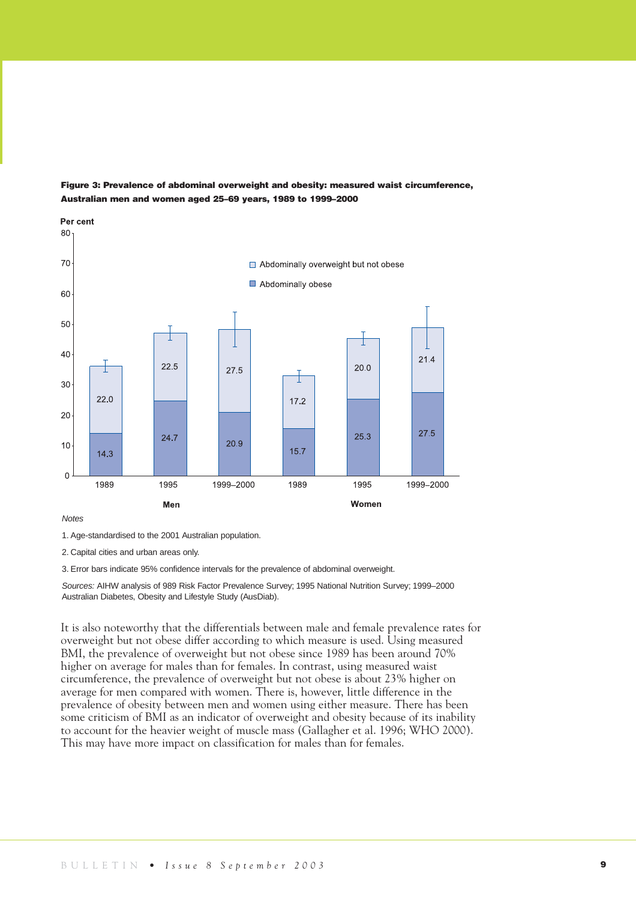**Figure 3: Prevalence of abdominal overweight and obesity: measured waist circumference, Australian men and women aged 25–69 years, 1989 to 1999–2000**

| | Men 1989 | Men 1995 | Men 1999–2000 | Women 1989 | Women 1995 | Women 1999–2000 |
|---|---|---|---|---|---|---|
| Abdominally overweight but not obese (per cent) | 22.0 | 22.5 | 27.5 | 17.2 | 20.0 | 21.4 |
| Abdominally obese (per cent) | 14.3 | 24.7 | 20.9 | 15.7 | 25.3 | 27.5 |

*Notes*

1. Age-standardised to the 2001 Australian population.
2. Capital cities and urban areas only.
3. Error bars indicate 95% confidence intervals for the prevalence of abdominal overweight.

*Sources:* AIHW analysis of 989 Risk Factor Prevalence Survey; 1995 National Nutrition Survey; 1999–2000 Australian Diabetes, Obesity and Lifestyle Study (AusDiab).

It is also noteworthy that the differentials between male and female prevalence rates for overweight but not obese differ according to which measure is used. Using measured BMI, the prevalence of overweight but not obese since 1989 has been around 70% higher on average for males than for females. In contrast, using measured waist circumference, the prevalence of overweight but not obese is about 23% higher on average for men compared with women. There is, however, little difference in the prevalence of obesity between men and women using either measure. There has been some criticism of BMI as an indicator of overweight and obesity because of its inability to account for the heavier weight of muscle mass (Gallagher et al. 1996; WHO 2000). This may have more impact on classification for males than for females.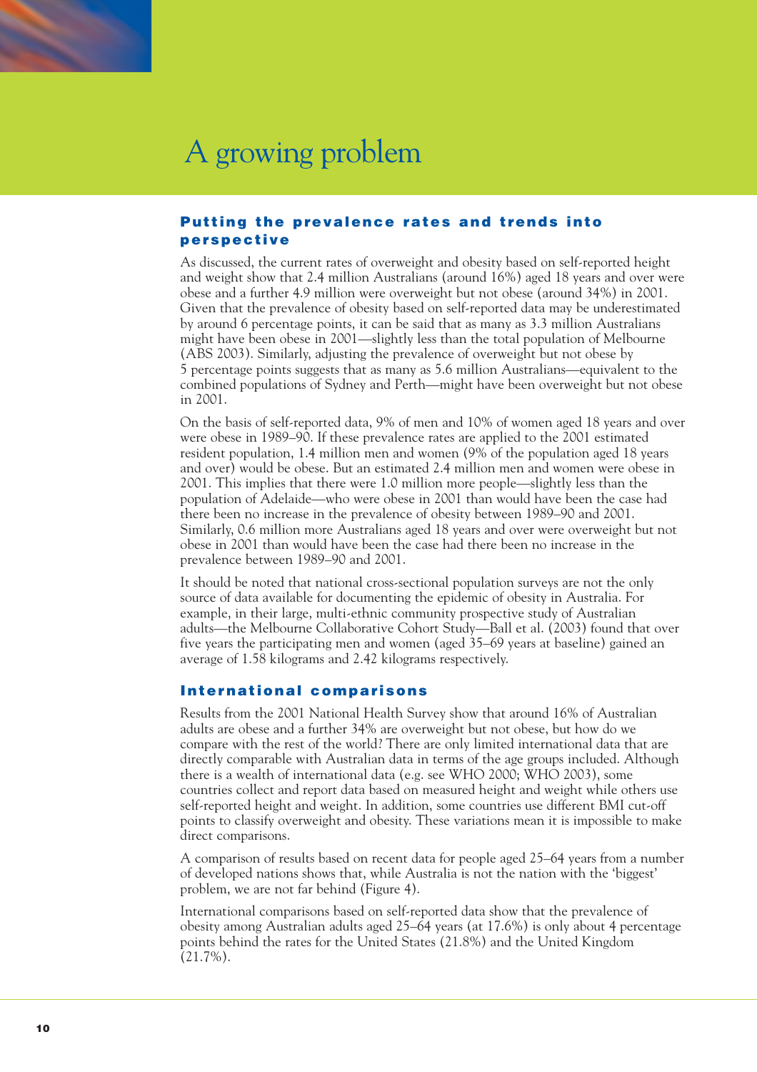# A growing problem

## Putting the prevalence rates and trends into perspective

As discussed, the current rates of overweight and obesity based on self-reported height and weight show that 2.4 million Australians (around 16%) aged 18 years and over were obese and a further 4.9 million were overweight but not obese (around 34%) in 2001. Given that the prevalence of obesity based on self-reported data may be underestimated by around 6 percentage points, it can be said that as many as 3.3 million Australians might have been obese in 2001—slightly less than the total population of Melbourne (ABS 2003). Similarly, adjusting the prevalence of overweight but not obese by 5 percentage points suggests that as many as 5.6 million Australians—equivalent to the combined populations of Sydney and Perth—might have been overweight but not obese in 2001.

On the basis of self-reported data, 9% of men and 10% of women aged 18 years and over were obese in 1989–90. If these prevalence rates are applied to the 2001 estimated resident population, 1.4 million men and women (9% of the population aged 18 years and over) would be obese. But an estimated 2.4 million men and women were obese in 2001. This implies that there were 1.0 million more people—slightly less than the population of Adelaide—who were obese in 2001 than would have been the case had there been no increase in the prevalence of obesity between 1989–90 and 2001. Similarly, 0.6 million more Australians aged 18 years and over were overweight but not obese in 2001 than would have been the case had there been no increase in the prevalence between 1989–90 and 2001.

It should be noted that national cross-sectional population surveys are not the only source of data available for documenting the epidemic of obesity in Australia. For example, in their large, multi-ethnic community prospective study of Australian adults—the Melbourne Collaborative Cohort Study—Ball et al. (2003) found that over five years the participating men and women (aged 35–69 years at baseline) gained an average of 1.58 kilograms and 2.42 kilograms respectively.

## International comparisons

Results from the 2001 National Health Survey show that around 16% of Australian adults are obese and a further 34% are overweight but not obese, but how do we compare with the rest of the world? There are only limited international data that are directly comparable with Australian data in terms of the age groups included. Although there is a wealth of international data (e.g. see WHO 2000; WHO 2003), some countries collect and report data based on measured height and weight while others use self-reported height and weight. In addition, some countries use different BMI cut-off points to classify overweight and obesity. These variations mean it is impossible to make direct comparisons.

A comparison of results based on recent data for people aged 25–64 years from a number of developed nations shows that, while Australia is not the nation with the 'biggest' problem, we are not far behind (Figure 4).

International comparisons based on self-reported data show that the prevalence of obesity among Australian adults aged 25–64 years (at 17.6%) is only about 4 percentage points behind the rates for the United States (21.8%) and the United Kingdom (21.7%).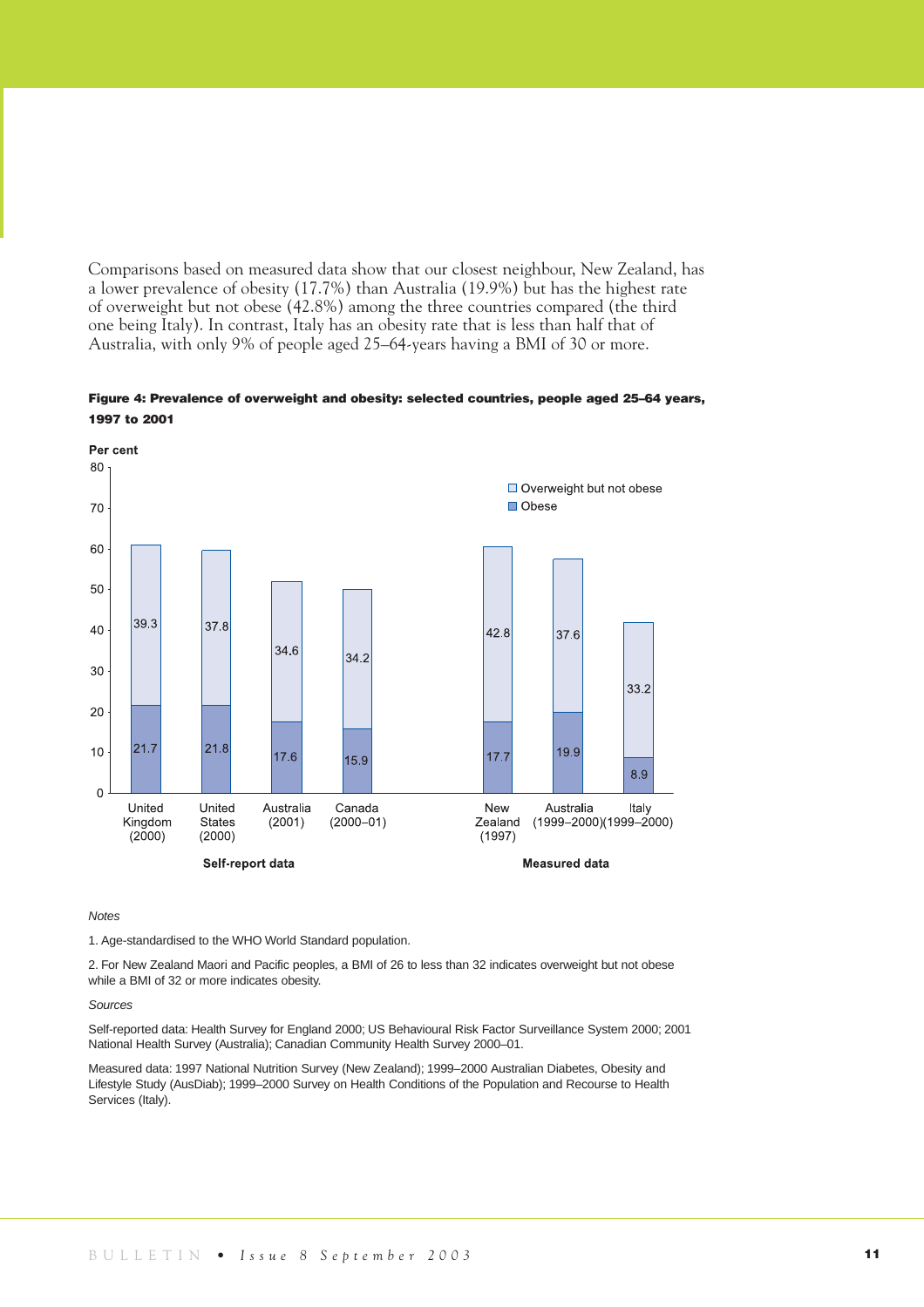Comparisons based on measured data show that our closest neighbour, New Zealand, has a lower prevalence of obesity (17.7%) than Australia (19.9%) but has the highest rate of overweight but not obese (42.8%) among the three countries compared (the third one being Italy). In contrast, Italy has an obesity rate that is less than half that of Australia, with only 9% of people aged 25–64-years having a BMI of 30 or more.

**Figure 4: Prevalence of overweight and obesity: selected countries, people aged 25–64 years, 1997 to 2001**

| Data type | Country | Obese (%) | Overweight but not obese (%) |
|---|---|---|---|
| Self-report data | United Kingdom (2000) | 21.7 | 39.3 |
| | United States (2000) | 21.8 | 37.8 |
| | Australia (2001) | 17.6 | 34.6 |
| | Canada (2000–01) | 15.9 | 34.2 |
| Measured data | New Zealand (1997) | 17.7 | 42.8 |
| | Australia (1999–2000) | 19.9 | 37.6 |
| | Italy (1999–2000) | 8.9 | 33.2 |

*Notes*

1. Age-standardised to the WHO World Standard population.

2. For New Zealand Maori and Pacific peoples, a BMI of 26 to less than 32 indicates overweight but not obese while a BMI of 32 or more indicates obesity.

*Sources*

Self-reported data: Health Survey for England 2000; US Behavioural Risk Factor Surveillance System 2000; 2001 National Health Survey (Australia); Canadian Community Health Survey 2000–01.

Measured data: 1997 National Nutrition Survey (New Zealand); 1999–2000 Australian Diabetes, Obesity and Lifestyle Study (AusDiab); 1999–2000 Survey on Health Conditions of the Population and Recourse to Health Services (Italy).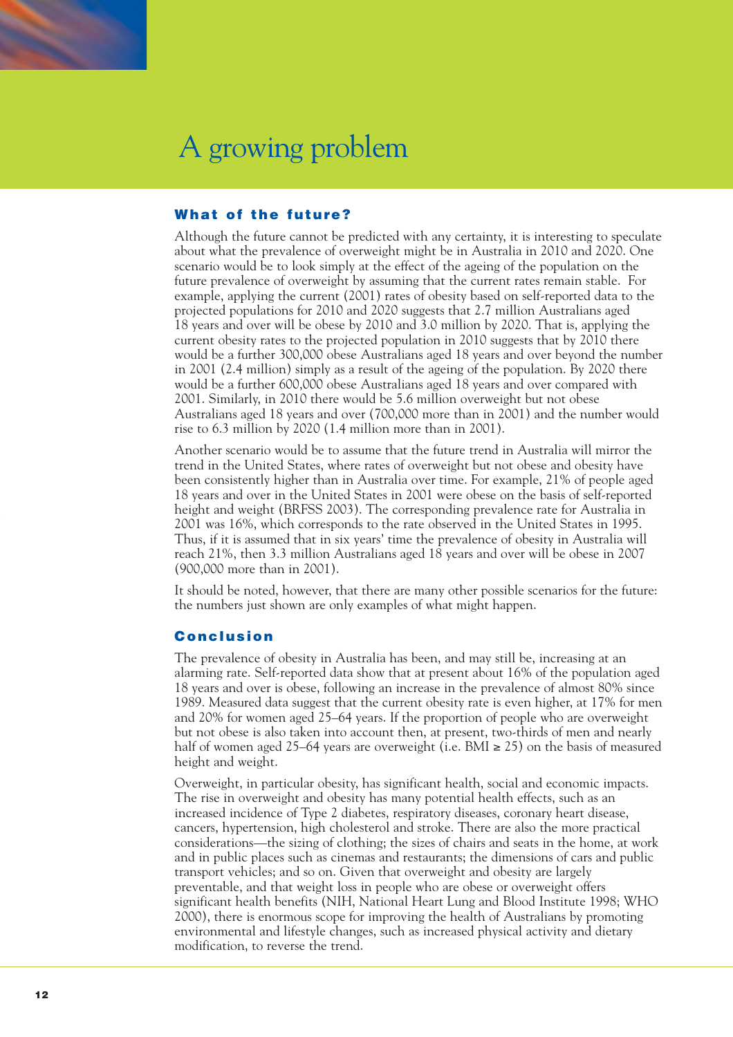# A growing problem

## What of the future?

Although the future cannot be predicted with any certainty, it is interesting to speculate about what the prevalence of overweight might be in Australia in 2010 and 2020. One scenario would be to look simply at the effect of the ageing of the population on the future prevalence of overweight by assuming that the current rates remain stable. For example, applying the current (2001) rates of obesity based on self-reported data to the projected populations for 2010 and 2020 suggests that 2.7 million Australians aged 18 years and over will be obese by 2010 and 3.0 million by 2020. That is, applying the current obesity rates to the projected population in 2010 suggests that by 2010 there would be a further 300,000 obese Australians aged 18 years and over beyond the number in 2001 (2.4 million) simply as a result of the ageing of the population. By 2020 there would be a further 600,000 obese Australians aged 18 years and over compared with 2001. Similarly, in 2010 there would be 5.6 million overweight but not obese Australians aged 18 years and over (700,000 more than in 2001) and the number would rise to 6.3 million by 2020 (1.4 million more than in 2001).

Another scenario would be to assume that the future trend in Australia will mirror the trend in the United States, where rates of overweight but not obese and obesity have been consistently higher than in Australia over time. For example, 21% of people aged 18 years and over in the United States in 2001 were obese on the basis of self-reported height and weight (BRFSS 2003). The corresponding prevalence rate for Australia in 2001 was 16%, which corresponds to the rate observed in the United States in 1995. Thus, if it is assumed that in six years' time the prevalence of obesity in Australia will reach 21%, then 3.3 million Australians aged 18 years and over will be obese in 2007 (900,000 more than in 2001).

It should be noted, however, that there are many other possible scenarios for the future: the numbers just shown are only examples of what might happen.

## Conclusion

The prevalence of obesity in Australia has been, and may still be, increasing at an alarming rate. Self-reported data show that at present about 16% of the population aged 18 years and over is obese, following an increase in the prevalence of almost 80% since 1989. Measured data suggest that the current obesity rate is even higher, at 17% for men and 20% for women aged 25–64 years. If the proportion of people who are overweight but not obese is also taken into account then, at present, two-thirds of men and nearly half of women aged 25–64 years are overweight (i.e. BMI ≥ 25) on the basis of measured height and weight.

Overweight, in particular obesity, has significant health, social and economic impacts. The rise in overweight and obesity has many potential health effects, such as an increased incidence of Type 2 diabetes, respiratory diseases, coronary heart disease, cancers, hypertension, high cholesterol and stroke. There are also the more practical considerations—the sizing of clothing; the sizes of chairs and seats in the home, at work and in public places such as cinemas and restaurants; the dimensions of cars and public transport vehicles; and so on. Given that overweight and obesity are largely preventable, and that weight loss in people who are obese or overweight offers significant health benefits (NIH, National Heart Lung and Blood Institute 1998; WHO 2000), there is enormous scope for improving the health of Australians by promoting environmental and lifestyle changes, such as increased physical activity and dietary modification, to reverse the trend.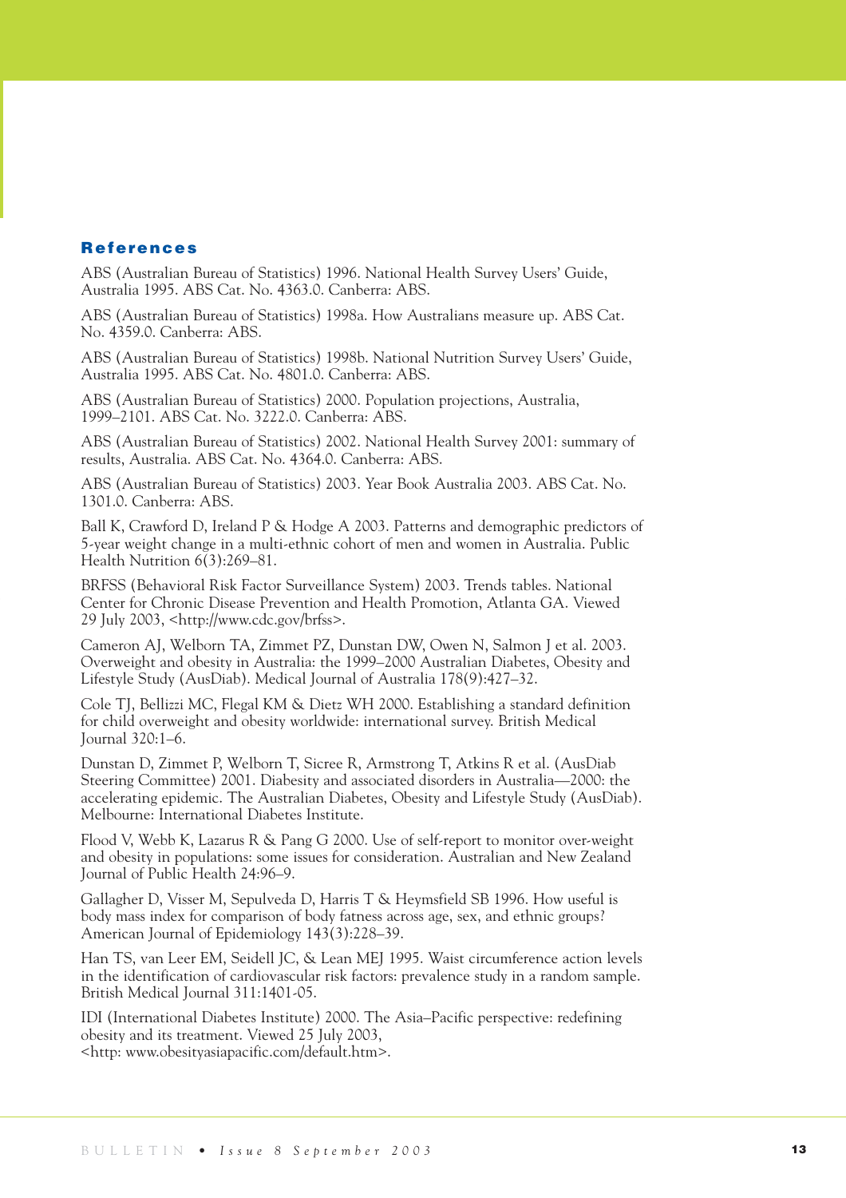## References

ABS (Australian Bureau of Statistics) 1996. National Health Survey Users' Guide, Australia 1995. ABS Cat. No. 4363.0. Canberra: ABS.

ABS (Australian Bureau of Statistics) 1998a. How Australians measure up. ABS Cat. No. 4359.0. Canberra: ABS.

ABS (Australian Bureau of Statistics) 1998b. National Nutrition Survey Users' Guide, Australia 1995. ABS Cat. No. 4801.0. Canberra: ABS.

ABS (Australian Bureau of Statistics) 2000. Population projections, Australia, 1999–2101. ABS Cat. No. 3222.0. Canberra: ABS.

ABS (Australian Bureau of Statistics) 2002. National Health Survey 2001: summary of results, Australia. ABS Cat. No. 4364.0. Canberra: ABS.

ABS (Australian Bureau of Statistics) 2003. Year Book Australia 2003. ABS Cat. No. 1301.0. Canberra: ABS.

Ball K, Crawford D, Ireland P & Hodge A 2003. Patterns and demographic predictors of 5-year weight change in a multi-ethnic cohort of men and women in Australia. Public Health Nutrition 6(3):269–81.

BRFSS (Behavioral Risk Factor Surveillance System) 2003. Trends tables. National Center for Chronic Disease Prevention and Health Promotion, Atlanta GA. Viewed 29 July 2003, <http://www.cdc.gov/brfss>.

Cameron AJ, Welborn TA, Zimmet PZ, Dunstan DW, Owen N, Salmon J et al. 2003. Overweight and obesity in Australia: the 1999–2000 Australian Diabetes, Obesity and Lifestyle Study (AusDiab). Medical Journal of Australia 178(9):427–32.

Cole TJ, Bellizzi MC, Flegal KM & Dietz WH 2000. Establishing a standard definition for child overweight and obesity worldwide: international survey. British Medical Journal 320:1–6.

Dunstan D, Zimmet P, Welborn T, Sicree R, Armstrong T, Atkins R et al. (AusDiab Steering Committee) 2001. Diabesity and associated disorders in Australia—2000: the accelerating epidemic. The Australian Diabetes, Obesity and Lifestyle Study (AusDiab). Melbourne: International Diabetes Institute.

Flood V, Webb K, Lazarus R & Pang G 2000. Use of self-report to monitor over-weight and obesity in populations: some issues for consideration. Australian and New Zealand Journal of Public Health 24:96–9.

Gallagher D, Visser M, Sepulveda D, Harris T & Heymsfield SB 1996. How useful is body mass index for comparison of body fatness across age, sex, and ethnic groups? American Journal of Epidemiology 143(3):228–39.

Han TS, van Leer EM, Seidell JC, & Lean MEJ 1995. Waist circumference action levels in the identification of cardiovascular risk factors: prevalence study in a random sample. British Medical Journal 311:1401-05.

IDI (International Diabetes Institute) 2000. The Asia–Pacific perspective: redefining obesity and its treatment. Viewed 25 July 2003, <http: www.obesityasiapacific.com/default.htm>.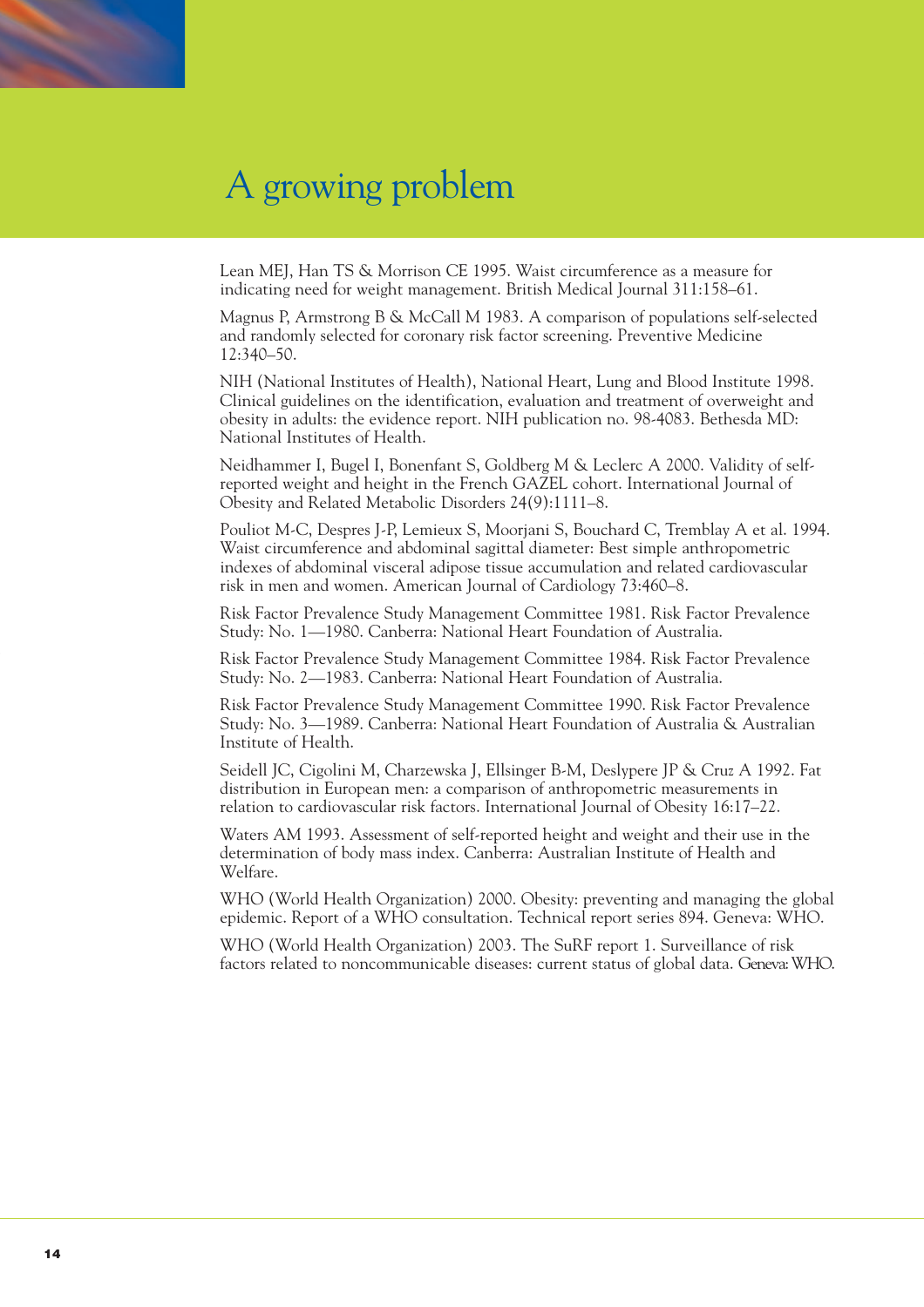# A growing problem

Lean MEJ, Han TS & Morrison CE 1995. Waist circumference as a measure for indicating need for weight management. British Medical Journal 311:158–61.

Magnus P, Armstrong B & McCall M 1983. A comparison of populations self-selected and randomly selected for coronary risk factor screening. Preventive Medicine 12:340–50.

NIH (National Institutes of Health), National Heart, Lung and Blood Institute 1998. Clinical guidelines on the identification, evaluation and treatment of overweight and obesity in adults: the evidence report. NIH publication no. 98-4083. Bethesda MD: National Institutes of Health.

Neidhammer I, Bugel I, Bonenfant S, Goldberg M & Leclerc A 2000. Validity of self-reported weight and height in the French GAZEL cohort. International Journal of Obesity and Related Metabolic Disorders 24(9):1111–8.

Pouliot M-C, Despres J-P, Lemieux S, Moorjani S, Bouchard C, Tremblay A et al. 1994. Waist circumference and abdominal sagittal diameter: Best simple anthropometric indexes of abdominal visceral adipose tissue accumulation and related cardiovascular risk in men and women. American Journal of Cardiology 73:460–8.

Risk Factor Prevalence Study Management Committee 1981. Risk Factor Prevalence Study: No. 1—1980. Canberra: National Heart Foundation of Australia.

Risk Factor Prevalence Study Management Committee 1984. Risk Factor Prevalence Study: No. 2—1983. Canberra: National Heart Foundation of Australia.

Risk Factor Prevalence Study Management Committee 1990. Risk Factor Prevalence Study: No. 3—1989. Canberra: National Heart Foundation of Australia & Australian Institute of Health.

Seidell JC, Cigolini M, Charzewska J, Ellsinger B-M, Deslypere JP & Cruz A 1992. Fat distribution in European men: a comparison of anthropometric measurements in relation to cardiovascular risk factors. International Journal of Obesity 16:17–22.

Waters AM 1993. Assessment of self-reported height and weight and their use in the determination of body mass index. Canberra: Australian Institute of Health and Welfare.

WHO (World Health Organization) 2000. Obesity: preventing and managing the global epidemic. Report of a WHO consultation. Technical report series 894. Geneva: WHO.

WHO (World Health Organization) 2003. The SuRF report 1. Surveillance of risk factors related to noncommunicable diseases: current status of global data. Geneva: WHO.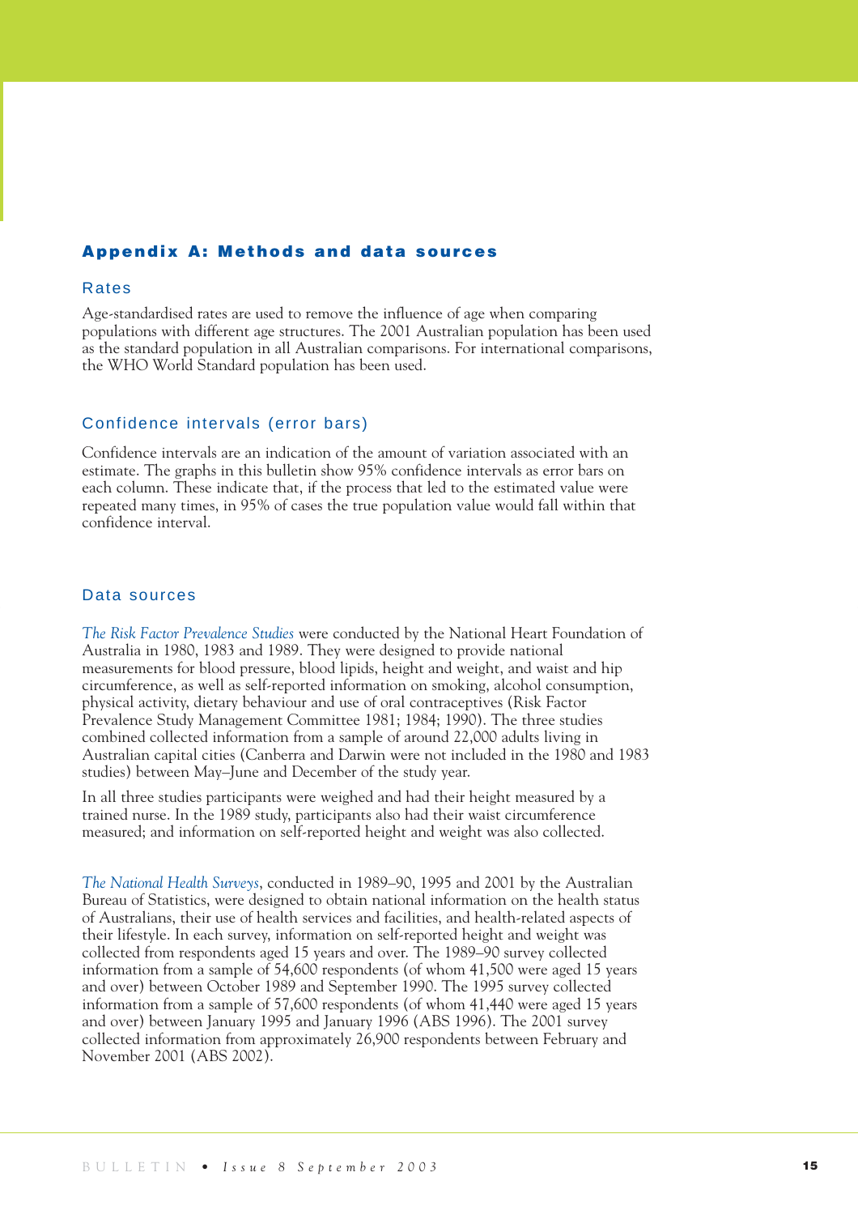## Appendix A: Methods and data sources

### Rates

Age-standardised rates are used to remove the influence of age when comparing populations with different age structures. The 2001 Australian population has been used as the standard population in all Australian comparisons. For international comparisons, the WHO World Standard population has been used.

### Confidence intervals (error bars)

Confidence intervals are an indication of the amount of variation associated with an estimate. The graphs in this bulletin show 95% confidence intervals as error bars on each column. These indicate that, if the process that led to the estimated value were repeated many times, in 95% of cases the true population value would fall within that confidence interval.

### Data sources

*The Risk Factor Prevalence Studies* were conducted by the National Heart Foundation of Australia in 1980, 1983 and 1989. They were designed to provide national measurements for blood pressure, blood lipids, height and weight, and waist and hip circumference, as well as self-reported information on smoking, alcohol consumption, physical activity, dietary behaviour and use of oral contraceptives (Risk Factor Prevalence Study Management Committee 1981; 1984; 1990). The three studies combined collected information from a sample of around 22,000 adults living in Australian capital cities (Canberra and Darwin were not included in the 1980 and 1983 studies) between May–June and December of the study year.

In all three studies participants were weighed and had their height measured by a trained nurse. In the 1989 study, participants also had their waist circumference measured; and information on self-reported height and weight was also collected.

*The National Health Surveys*, conducted in 1989–90, 1995 and 2001 by the Australian Bureau of Statistics, were designed to obtain national information on the health status of Australians, their use of health services and facilities, and health-related aspects of their lifestyle. In each survey, information on self-reported height and weight was collected from respondents aged 15 years and over. The 1989–90 survey collected information from a sample of 54,600 respondents (of whom 41,500 were aged 15 years and over) between October 1989 and September 1990. The 1995 survey collected information from a sample of 57,600 respondents (of whom 41,440 were aged 15 years and over) between January 1995 and January 1996 (ABS 1996). The 2001 survey collected information from approximately 26,900 respondents between February and November 2001 (ABS 2002).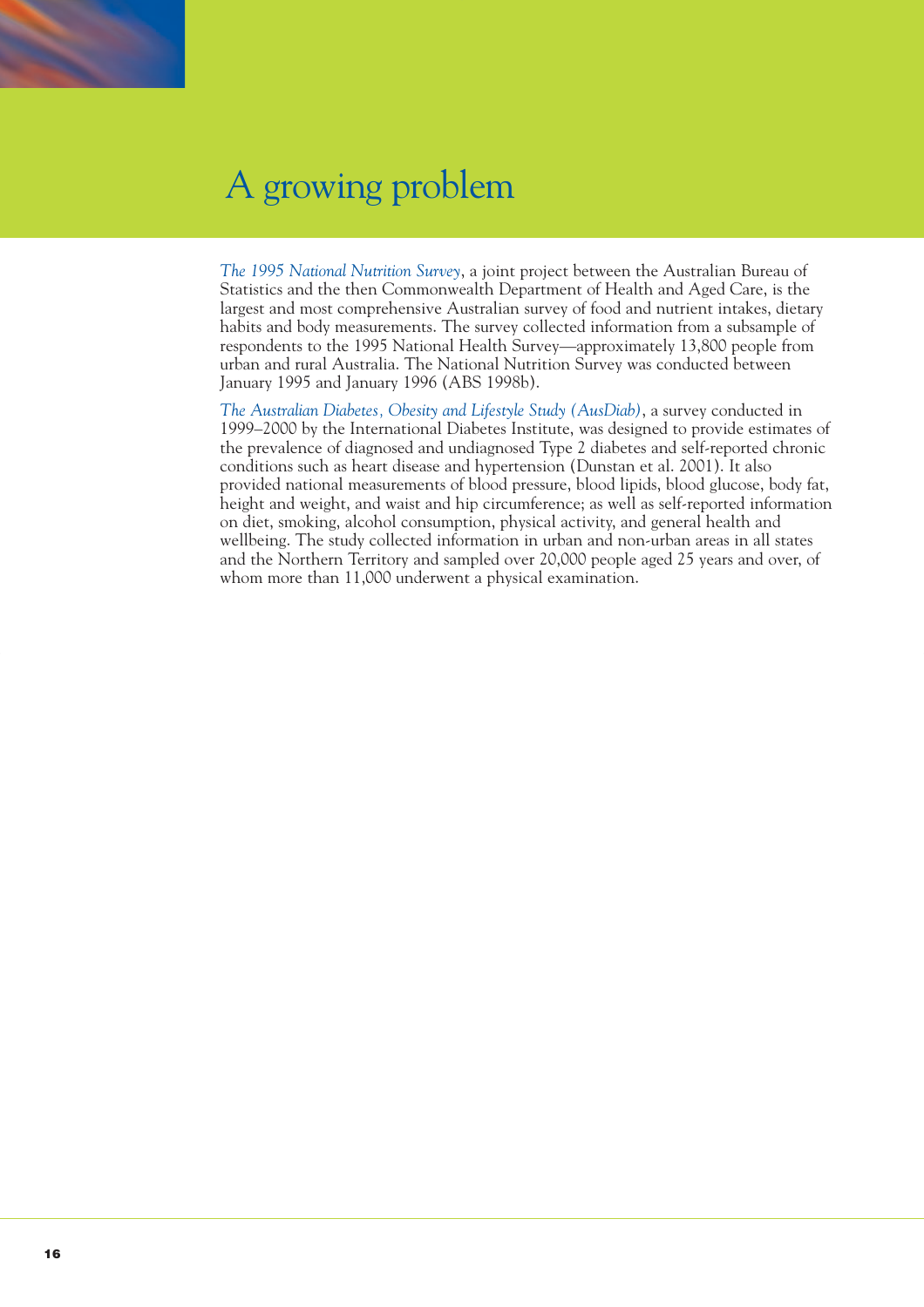# A growing problem

*The 1995 National Nutrition Survey*, a joint project between the Australian Bureau of Statistics and the then Commonwealth Department of Health and Aged Care, is the largest and most comprehensive Australian survey of food and nutrient intakes, dietary habits and body measurements. The survey collected information from a subsample of respondents to the 1995 National Health Survey—approximately 13,800 people from urban and rural Australia. The National Nutrition Survey was conducted between January 1995 and January 1996 (ABS 1998b).

*The Australian Diabetes, Obesity and Lifestyle Study (AusDiab)*, a survey conducted in 1999–2000 by the International Diabetes Institute, was designed to provide estimates of the prevalence of diagnosed and undiagnosed Type 2 diabetes and self-reported chronic conditions such as heart disease and hypertension (Dunstan et al. 2001). It also provided national measurements of blood pressure, blood lipids, blood glucose, body fat, height and weight, and waist and hip circumference; as well as self-reported information on diet, smoking, alcohol consumption, physical activity, and general health and wellbeing. The study collected information in urban and non-urban areas in all states and the Northern Territory and sampled over 20,000 people aged 25 years and over, of whom more than 11,000 underwent a physical examination.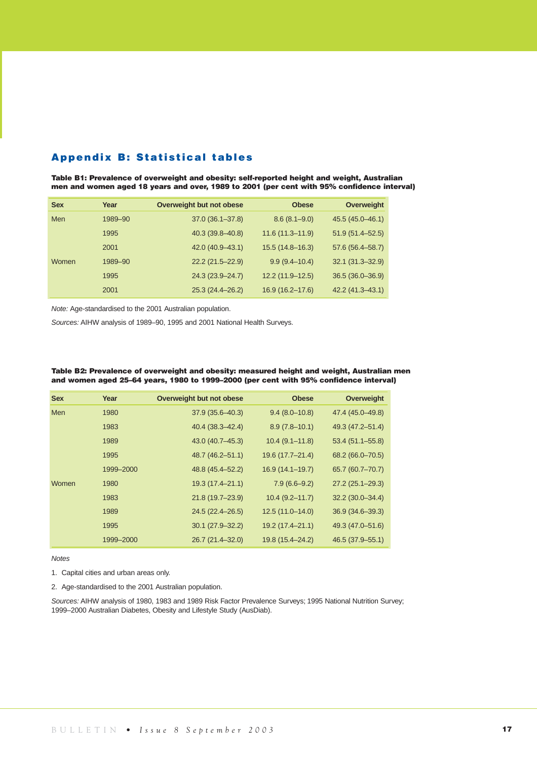## Appendix B: Statistical tables

**Table B1: Prevalence of overweight and obesity: self-reported height and weight, Australian men and women aged 18 years and over, 1989 to 2001 (per cent with 95% confidence interval)**

| Sex | Year | Overweight but not obese | Obese | Overweight |
|---|---|---|---|---|
| Men | 1989–90 | 37.0 (36.1–37.8) | 8.6 (8.1–9.0) | 45.5 (45.0–46.1) |
| | 1995 | 40.3 (39.8–40.8) | 11.6 (11.3–11.9) | 51.9 (51.4–52.5) |
| | 2001 | 42.0 (40.9–43.1) | 15.5 (14.8–16.3) | 57.6 (56.4–58.7) |
| Women | 1989–90 | 22.2 (21.5–22.9) | 9.9 (9.4–10.4) | 32.1 (31.3–32.9) |
| | 1995 | 24.3 (23.9–24.7) | 12.2 (11.9–12.5) | 36.5 (36.0–36.9) |
| | 2001 | 25.3 (24.4–26.2) | 16.9 (16.2–17.6) | 42.2 (41.3–43.1) |

*Note:* Age-standardised to the 2001 Australian population.

*Sources:* AIHW analysis of 1989–90, 1995 and 2001 National Health Surveys.

**Table B2: Prevalence of overweight and obesity: measured height and weight, Australian men and women aged 25–64 years, 1980 to 1999–2000 (per cent with 95% confidence interval)**

| Sex | Year | Overweight but not obese | Obese | Overweight |
|---|---|---|---|---|
| Men | 1980 | 37.9 (35.6–40.3) | 9.4 (8.0–10.8) | 47.4 (45.0–49.8) |
| | 1983 | 40.4 (38.3–42.4) | 8.9 (7.8–10.1) | 49.3 (47.2–51.4) |
| | 1989 | 43.0 (40.7–45.3) | 10.4 (9.1–11.8) | 53.4 (51.1–55.8) |
| | 1995 | 48.7 (46.2–51.1) | 19.6 (17.7–21.4) | 68.2 (66.0–70.5) |
| | 1999–2000 | 48.8 (45.4–52.2) | 16.9 (14.1–19.7) | 65.7 (60.7–70.7) |
| Women | 1980 | 19.3 (17.4–21.1) | 7.9 (6.6–9.2) | 27.2 (25.1–29.3) |
| | 1983 | 21.8 (19.7–23.9) | 10.4 (9.2–11.7) | 32.2 (30.0–34.4) |
| | 1989 | 24.5 (22.4–26.5) | 12.5 (11.0–14.0) | 36.9 (34.6–39.3) |
| | 1995 | 30.1 (27.9–32.2) | 19.2 (17.4–21.1) | 49.3 (47.0–51.6) |
| | 1999–2000 | 26.7 (21.4–32.0) | 19.8 (15.4–24.2) | 46.5 (37.9–55.1) |

*Notes*

1. Capital cities and urban areas only.
2. Age-standardised to the 2001 Australian population.

*Sources:* AIHW analysis of 1980, 1983 and 1989 Risk Factor Prevalence Surveys; 1995 National Nutrition Survey; 1999–2000 Australian Diabetes, Obesity and Lifestyle Study (AusDiab).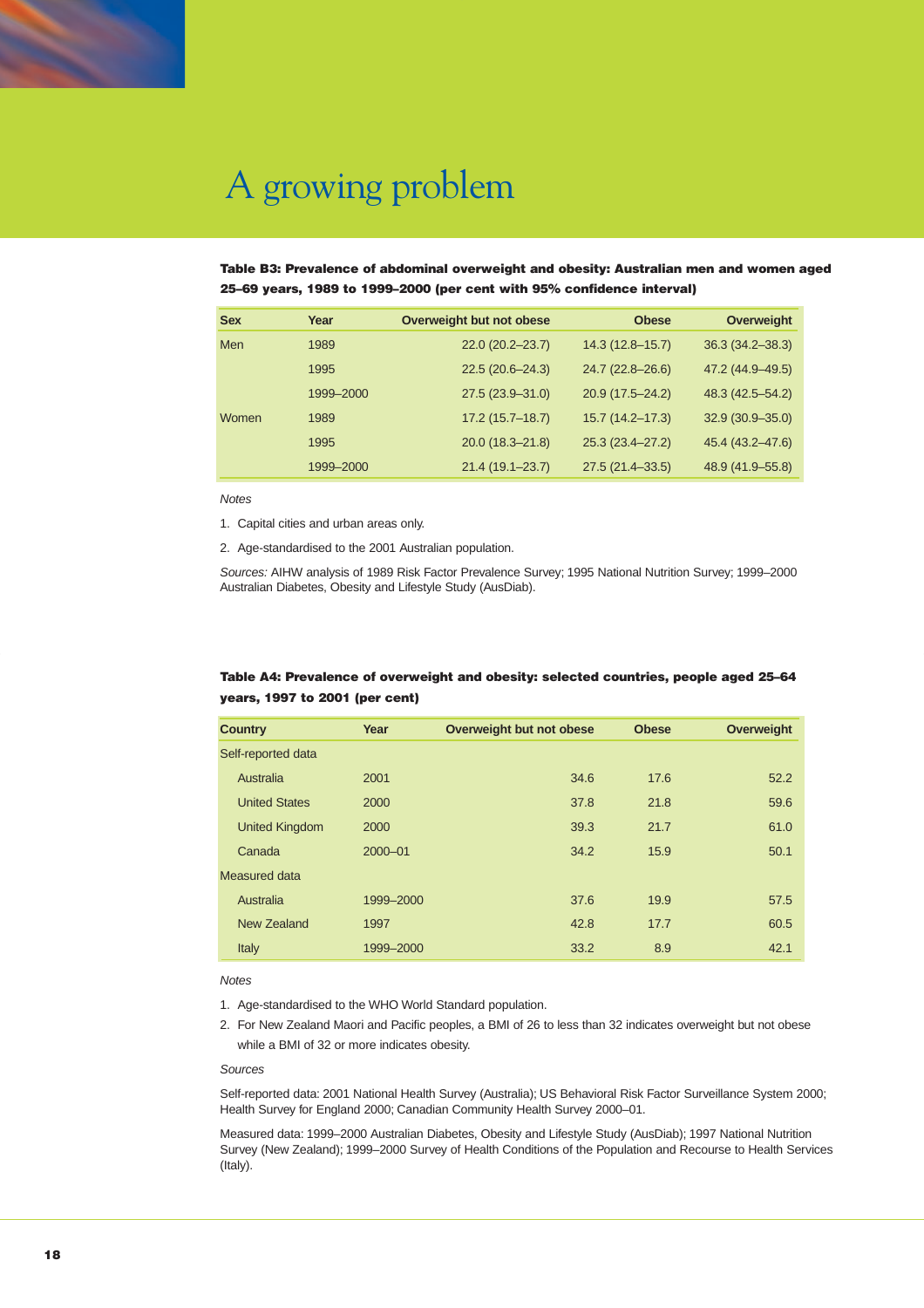# A growing problem

**Table B3: Prevalence of abdominal overweight and obesity: Australian men and women aged 25–69 years, 1989 to 1999–2000 (per cent with 95% confidence interval)**

| Sex | Year | Overweight but not obese | Obese | Overweight |
|---|---|---|---|---|
| Men | 1989 | 22.0 (20.2–23.7) | 14.3 (12.8–15.7) | 36.3 (34.2–38.3) |
| | 1995 | 22.5 (20.6–24.3) | 24.7 (22.8–26.6) | 47.2 (44.9–49.5) |
| | 1999–2000 | 27.5 (23.9–31.0) | 20.9 (17.5–24.2) | 48.3 (42.5–54.2) |
| Women | 1989 | 17.2 (15.7–18.7) | 15.7 (14.2–17.3) | 32.9 (30.9–35.0) |
| | 1995 | 20.0 (18.3–21.8) | 25.3 (23.4–27.2) | 45.4 (43.2–47.6) |
| | 1999–2000 | 21.4 (19.1–23.7) | 27.5 (21.4–33.5) | 48.9 (41.9–55.8) |

*Notes*

1. Capital cities and urban areas only.
2. Age-standardised to the 2001 Australian population.

*Sources:* AIHW analysis of 1989 Risk Factor Prevalence Survey; 1995 National Nutrition Survey; 1999–2000 Australian Diabetes, Obesity and Lifestyle Study (AusDiab).

**Table A4: Prevalence of overweight and obesity: selected countries, people aged 25–64 years, 1997 to 2001 (per cent)**

| Country | Year | Overweight but not obese | Obese | Overweight |
|---|---|---|---|---|
| Self-reported data | | | | |
| Australia | 2001 | 34.6 | 17.6 | 52.2 |
| United States | 2000 | 37.8 | 21.8 | 59.6 |
| United Kingdom | 2000 | 39.3 | 21.7 | 61.0 |
| Canada | 2000–01 | 34.2 | 15.9 | 50.1 |
| Measured data | | | | |
| Australia | 1999–2000 | 37.6 | 19.9 | 57.5 |
| New Zealand | 1997 | 42.8 | 17.7 | 60.5 |
| Italy | 1999–2000 | 33.2 | 8.9 | 42.1 |

*Notes*

1. Age-standardised to the WHO World Standard population.
2. For New Zealand Maori and Pacific peoples, a BMI of 26 to less than 32 indicates overweight but not obese while a BMI of 32 or more indicates obesity.

*Sources*

Self-reported data: 2001 National Health Survey (Australia); US Behavioral Risk Factor Surveillance System 2000; Health Survey for England 2000; Canadian Community Health Survey 2000–01.

Measured data: 1999–2000 Australian Diabetes, Obesity and Lifestyle Study (AusDiab); 1997 National Nutrition Survey (New Zealand); 1999–2000 Survey of Health Conditions of the Population and Recourse to Health Services (Italy).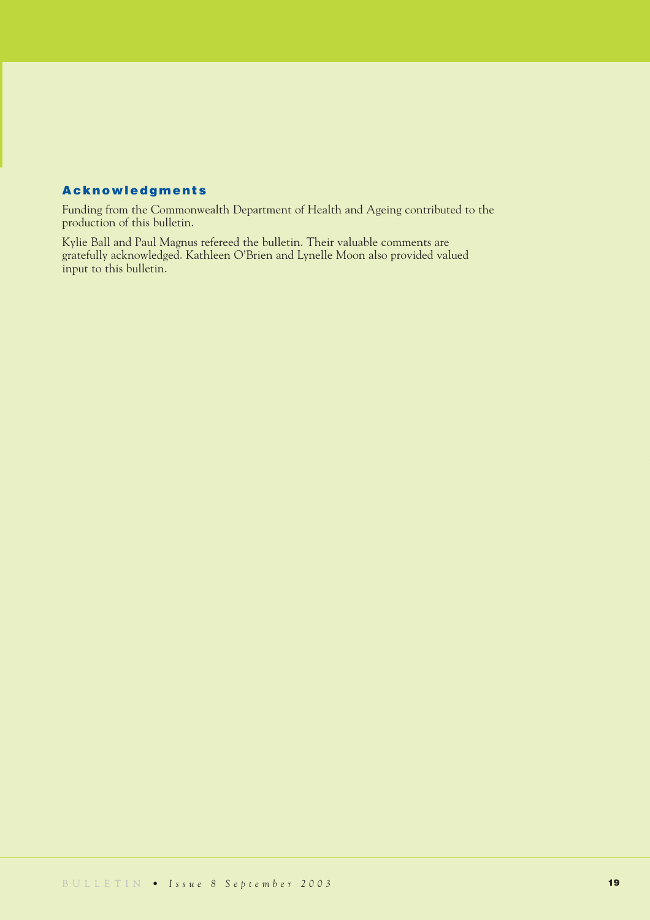## Acknowledgments

Funding from the Commonwealth Department of Health and Ageing contributed to the production of this bulletin.

Kylie Ball and Paul Magnus refereed the bulletin. Their valuable comments are gratefully acknowledged. Kathleen O'Brien and Lynelle Moon also provided valued input to this bulletin.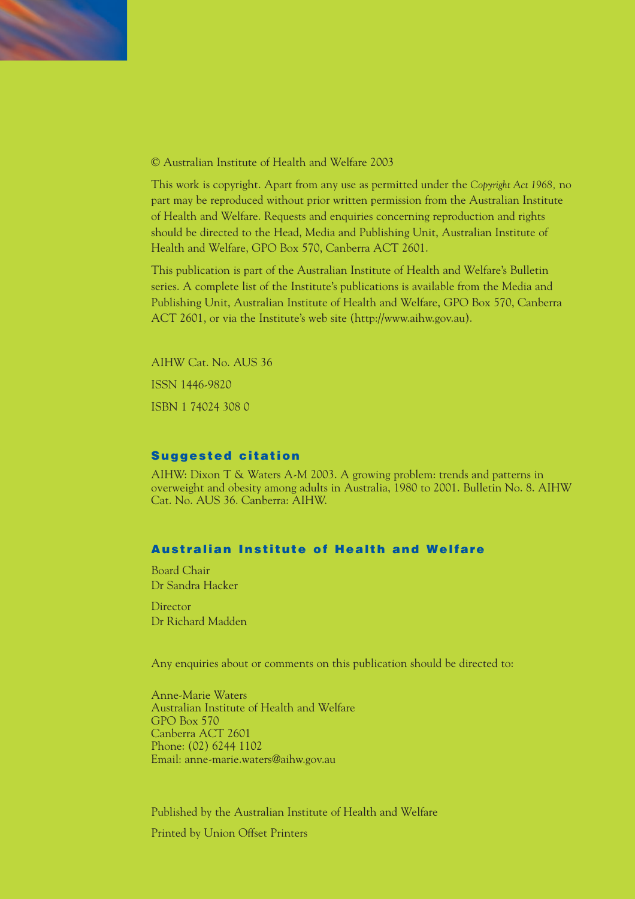© Australian Institute of Health and Welfare 2003

This work is copyright. Apart from any use as permitted under the *Copyright Act 1968,* no part may be reproduced without prior written permission from the Australian Institute of Health and Welfare. Requests and enquiries concerning reproduction and rights should be directed to the Head, Media and Publishing Unit, Australian Institute of Health and Welfare, GPO Box 570, Canberra ACT 2601.

This publication is part of the Australian Institute of Health and Welfare's Bulletin series. A complete list of the Institute's publications is available from the Media and Publishing Unit, Australian Institute of Health and Welfare, GPO Box 570, Canberra ACT 2601, or via the Institute's web site (http://www.aihw.gov.au).

AIHW Cat. No. AUS 36

ISSN 1446-9820

ISBN 1 74024 308 0

## Suggested citation

AIHW: Dixon T & Waters A-M 2003. A growing problem: trends and patterns in overweight and obesity among adults in Australia, 1980 to 2001. Bulletin No. 8. AIHW Cat. No. AUS 36. Canberra: AIHW.

## Australian Institute of Health and Welfare

Board Chair
Dr Sandra Hacker

Director
Dr Richard Madden

Any enquiries about or comments on this publication should be directed to:

Anne-Marie Waters
Australian Institute of Health and Welfare
GPO Box 570
Canberra ACT 2601
Phone: (02) 6244 1102
Email: anne-marie.waters@aihw.gov.au

Published by the Australian Institute of Health and Welfare

Printed by Union Offset Printers